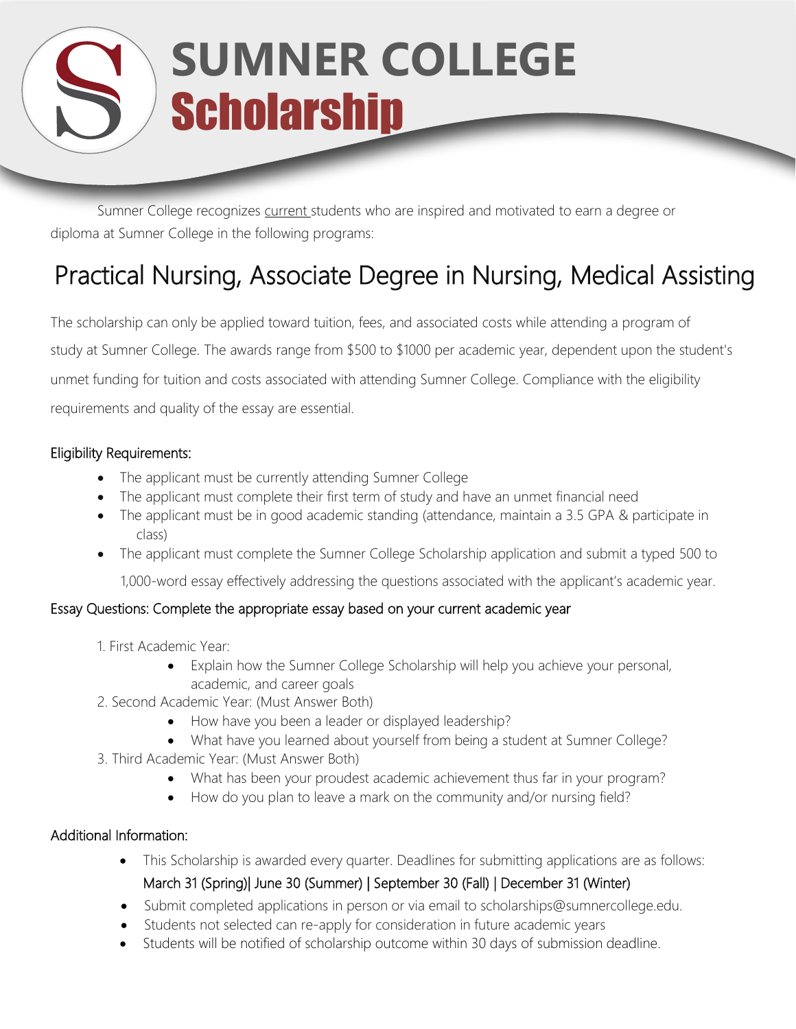# SUMNER COLLEGE
## Scholarship

Sumner College recognizes current students who are inspired and motivated to earn a degree or diploma at Sumner College in the following programs:

## Practical Nursing, Associate Degree in Nursing, Medical Assisting

The scholarship can only be applied toward tuition, fees, and associated costs while attending a program of study at Sumner College. The awards range from $500 to $1000 per academic year, dependent upon the student's unmet funding for tuition and costs associated with attending Sumner College. Compliance with the eligibility requirements and quality of the essay are essential.

### Eligibility Requirements:

- The applicant must be currently attending Sumner College
- The applicant must complete their first term of study and have an unmet financial need
- The applicant must be in good academic standing (attendance, maintain a 3.5 GPA & participate in class)
- The applicant must complete the Sumner College Scholarship application and submit a typed 500 to 1,000-word essay effectively addressing the questions associated with the applicant's academic year.

### Essay Questions: Complete the appropriate essay based on your current academic year

1. First Academic Year:
   - Explain how the Sumner College Scholarship will help you achieve your personal, academic, and career goals
2. Second Academic Year: (Must Answer Both)
   - How have you been a leader or displayed leadership?
   - What have you learned about yourself from being a student at Sumner College?
3. Third Academic Year: (Must Answer Both)
   - What has been your proudest academic achievement thus far in your program?
   - How do you plan to leave a mark on the community and/or nursing field?

### Additional Information:

- This Scholarship is awarded every quarter. Deadlines for submitting applications are as follows: March 31 (Spring)| June 30 (Summer) | September 30 (Fall) | December 31 (Winter)
- Submit completed applications in person or via email to scholarships@sumnercollege.edu.
- Students not selected can re-apply for consideration in future academic years
- Students will be notified of scholarship outcome within 30 days of submission deadline.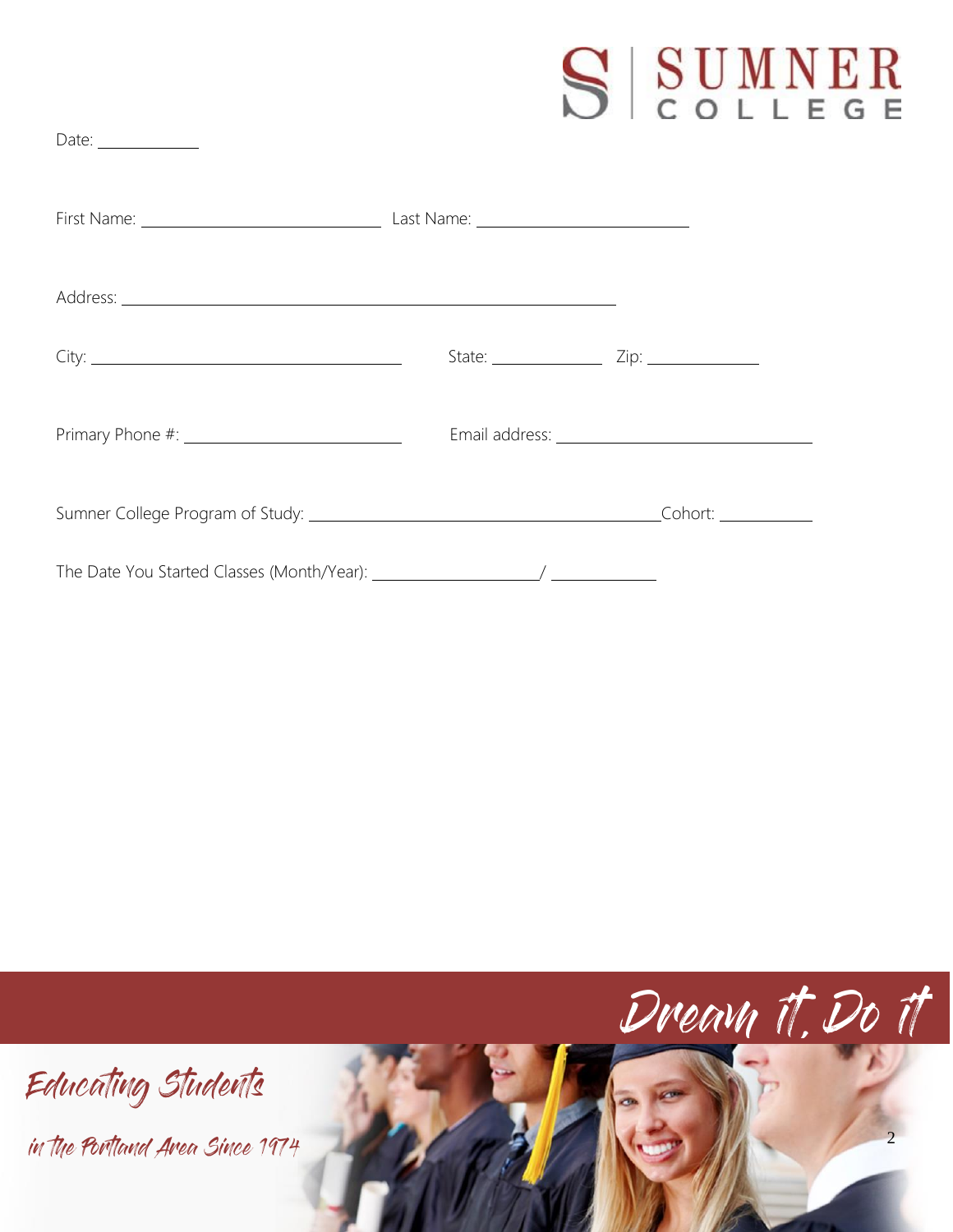SUMNER COLLEGE

Date: ____________

First Name: ____________________________ Last Name: _________________________

Address: __________________________________________________________

City: ____________________________________ State: ____________ Zip: ____________

Primary Phone #: _________________________ Email address: ______________________________

Sumner College Program of Study: __________________________________________ Cohort: ___________

The Date You Started Classes (Month/Year): ___________________/ ____________

Dream it, Do it

Educating Students

in the Portland Area Since 1974